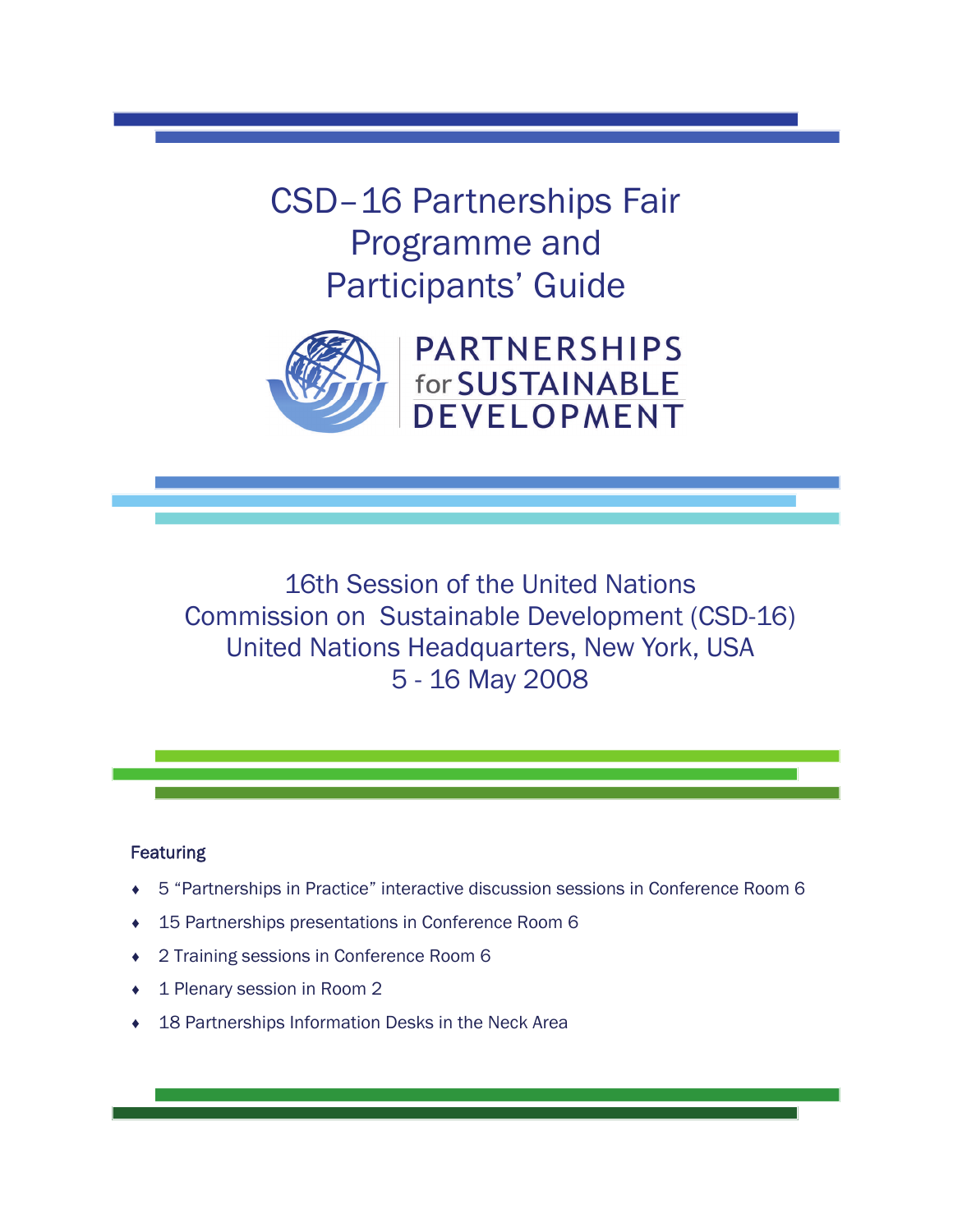# CSD–16 Partnerships Fair Programme and Participants' Guide

PARTNERSHIPS for SUSTAINABLE DEVELOPMENT

16th Session of the United Nations Commission on Sustainable Development (CSD-16)
United Nations Headquarters, New York, USA
5 - 16 May 2008

Featuring

- 5 "Partnerships in Practice" interactive discussion sessions in Conference Room 6
- 15 Partnerships presentations in Conference Room 6
- 2 Training sessions in Conference Room 6
- 1 Plenary session in Room 2
- 18 Partnerships Information Desks in the Neck Area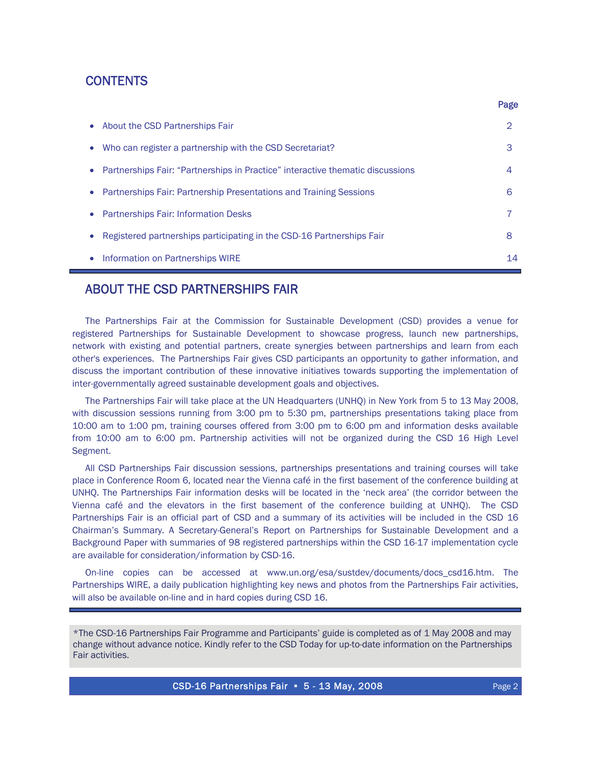# CONTENTS

| | Page |
|---|---|
| • About the CSD Partnerships Fair | 2 |
| • Who can register a partnership with the CSD Secretariat? | 3 |
| • Partnerships Fair: “Partnerships in Practice” interactive thematic discussions | 4 |
| • Partnerships Fair: Partnership Presentations and Training Sessions | 6 |
| • Partnerships Fair: Information Desks | 7 |
| • Registered partnerships participating in the CSD-16 Partnerships Fair | 8 |
| • Information on Partnerships WIRE | 14 |

# ABOUT THE CSD PARTNERSHIPS FAIR

The Partnerships Fair at the Commission for Sustainable Development (CSD) provides a venue for registered Partnerships for Sustainable Development to showcase progress, launch new partnerships, network with existing and potential partners, create synergies between partnerships and learn from each other's experiences. The Partnerships Fair gives CSD participants an opportunity to gather information, and discuss the important contribution of these innovative initiatives towards supporting the implementation of inter-governmentally agreed sustainable development goals and objectives.

The Partnerships Fair will take place at the UN Headquarters (UNHQ) in New York from 5 to 13 May 2008, with discussion sessions running from 3:00 pm to 5:30 pm, partnerships presentations taking place from 10:00 am to 1:00 pm, training courses offered from 3:00 pm to 6:00 pm and information desks available from 10:00 am to 6:00 pm. Partnership activities will not be organized during the CSD 16 High Level Segment.

All CSD Partnerships Fair discussion sessions, partnerships presentations and training courses will take place in Conference Room 6, located near the Vienna café in the first basement of the conference building at UNHQ. The Partnerships Fair information desks will be located in the ‘neck area’ (the corridor between the Vienna café and the elevators in the first basement of the conference building at UNHQ). The CSD Partnerships Fair is an official part of CSD and a summary of its activities will be included in the CSD 16 Chairman’s Summary. A Secretary-General’s Report on Partnerships for Sustainable Development and a Background Paper with summaries of 98 registered partnerships within the CSD 16-17 implementation cycle are available for consideration/information by CSD-16.

On-line copies can be accessed at www.un.org/esa/sustdev/documents/docs_csd16.htm. The Partnerships WIRE, a daily publication highlighting key news and photos from the Partnerships Fair activities, will also be available on-line and in hard copies during CSD 16.

*The CSD-16 Partnerships Fair Programme and Participants’ guide is completed as of 1 May 2008 and may change without advance notice. Kindly refer to the CSD Today for up-to-date information on the Partnerships Fair activities.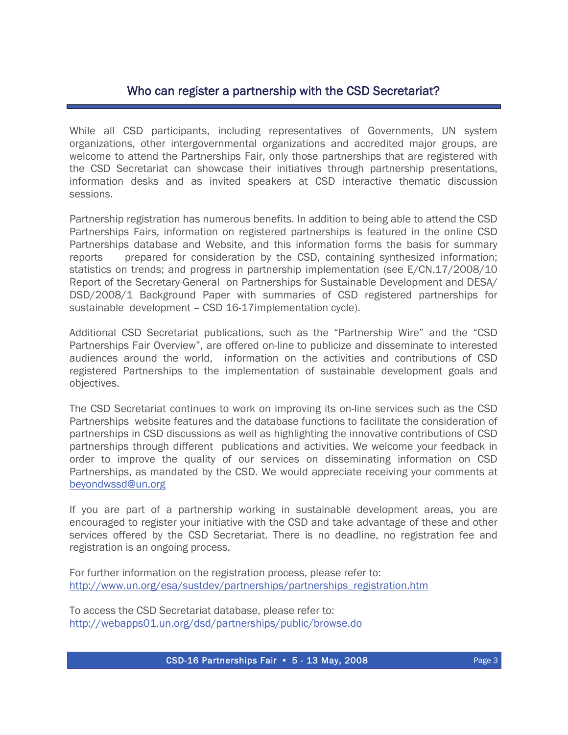## Who can register a partnership with the CSD Secretariat?

While all CSD participants, including representatives of Governments, UN system organizations, other intergovernmental organizations and accredited major groups, are welcome to attend the Partnerships Fair, only those partnerships that are registered with the CSD Secretariat can showcase their initiatives through partnership presentations, information desks and as invited speakers at CSD interactive thematic discussion sessions.

Partnership registration has numerous benefits. In addition to being able to attend the CSD Partnerships Fairs, information on registered partnerships is featured in the online CSD Partnerships database and Website, and this information forms the basis for summary reports prepared for consideration by the CSD, containing synthesized information; statistics on trends; and progress in partnership implementation (see E/CN.17/2008/10 Report of the Secretary-General on Partnerships for Sustainable Development and DESA/DSD/2008/1 Background Paper with summaries of CSD registered partnerships for sustainable development – CSD 16-17implementation cycle).

Additional CSD Secretariat publications, such as the “Partnership Wire” and the “CSD Partnerships Fair Overview”, are offered on-line to publicize and disseminate to interested audiences around the world, information on the activities and contributions of CSD registered Partnerships to the implementation of sustainable development goals and objectives.

The CSD Secretariat continues to work on improving its on-line services such as the CSD Partnerships website features and the database functions to facilitate the consideration of partnerships in CSD discussions as well as highlighting the innovative contributions of CSD partnerships through different publications and activities. We welcome your feedback in order to improve the quality of our services on disseminating information on CSD Partnerships, as mandated by the CSD. We would appreciate receiving your comments at beyondwssd@un.org

If you are part of a partnership working in sustainable development areas, you are encouraged to register your initiative with the CSD and take advantage of these and other services offered by the CSD Secretariat. There is no deadline, no registration fee and registration is an ongoing process.

For further information on the registration process, please refer to:
http://www.un.org/esa/sustdev/partnerships/partnerships_registration.htm

To access the CSD Secretariat database, please refer to:
http://webapps01.un.org/dsd/partnerships/public/browse.do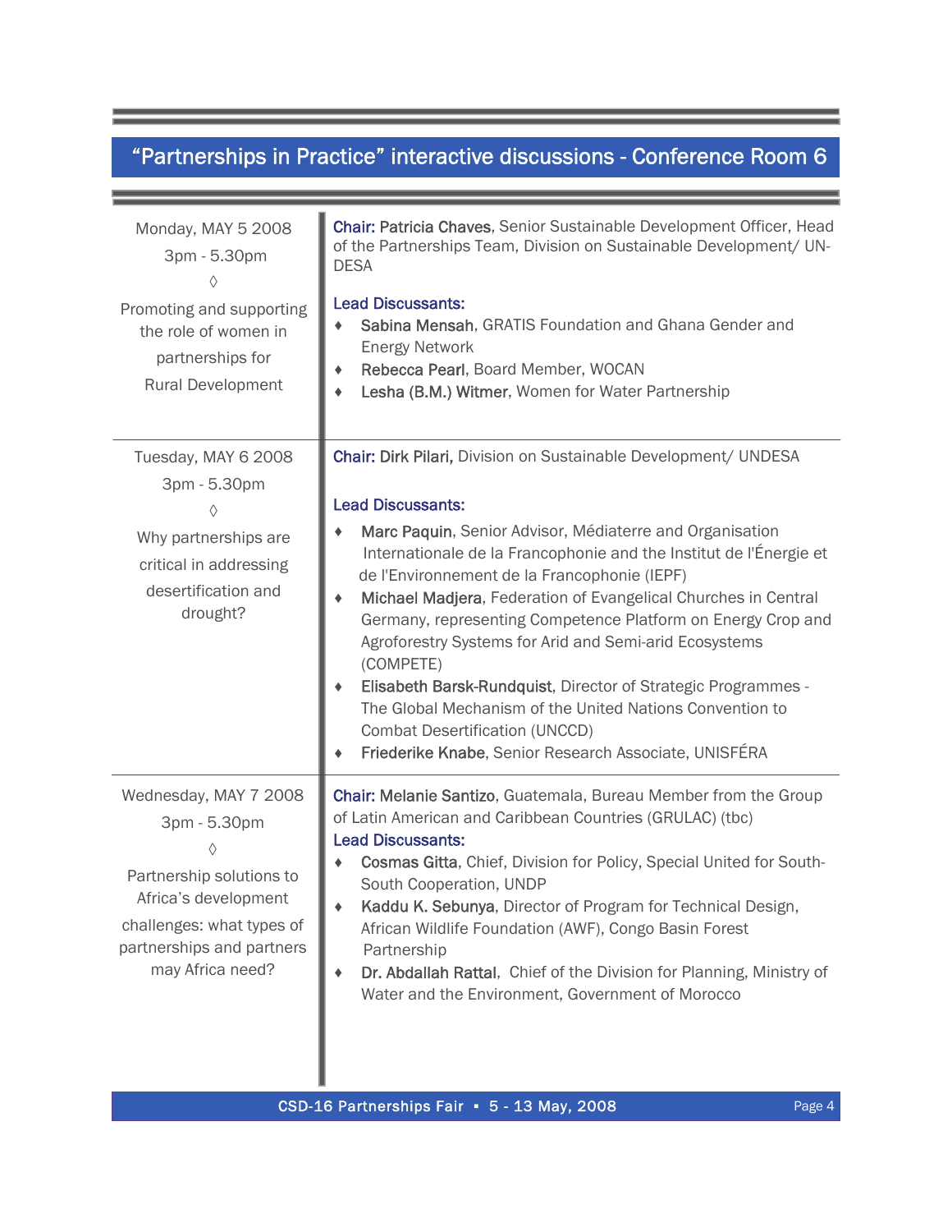## "Partnerships in Practice" interactive discussions - Conference Room 6

| | |
|---|---|
| Monday, MAY 5 2008<br>3pm - 5.30pm<br>◊<br>Promoting and supporting the role of women in partnerships for Rural Development | **Chair: Patricia Chaves**, Senior Sustainable Development Officer, Head of the Partnerships Team, Division on Sustainable Development/ UN-DESA<br><br>**Lead Discussants:**<br>♦ **Sabina Mensah**, GRATIS Foundation and Ghana Gender and Energy Network<br>♦ **Rebecca Pearl**, Board Member, WOCAN<br>♦ **Lesha (B.M.) Witmer**, Women for Water Partnership |
| Tuesday, MAY 6 2008<br>3pm - 5.30pm<br>◊<br>Why partnerships are critical in addressing desertification and drought? | **Chair: Dirk Pilari,** Division on Sustainable Development/ UNDESA<br><br>**Lead Discussants:**<br>♦ **Marc Paquin**, Senior Advisor, Médiaterre and Organisation Internationale de la Francophonie and the Institut de l'Énergie et de l'Environnement de la Francophonie (IEPF)<br>♦ **Michael Madjera**, Federation of Evangelical Churches in Central Germany, representing Competence Platform on Energy Crop and Agroforestry Systems for Arid and Semi-arid Ecosystems (COMPETE)<br>♦ **Elisabeth Barsk-Rundquist**, Director of Strategic Programmes - The Global Mechanism of the United Nations Convention to Combat Desertification (UNCCD)<br>♦ **Friederike Knabe**, Senior Research Associate, UNISFÉRA |
| Wednesday, MAY 7 2008<br>3pm - 5.30pm<br>◊<br>Partnership solutions to Africa's development challenges: what types of partnerships and partners may Africa need? | **Chair: Melanie Santizo**, Guatemala, Bureau Member from the Group of Latin American and Caribbean Countries (GRULAC) (tbc)<br>**Lead Discussants:**<br>♦ **Cosmas Gitta**, Chief, Division for Policy, Special United for South-South Cooperation, UNDP<br>♦ **Kaddu K. Sebunya**, Director of Program for Technical Design, African Wildlife Foundation (AWF), Congo Basin Forest Partnership<br>♦ **Dr. Abdallah Rattal**, Chief of the Division for Planning, Ministry of Water and the Environment, Government of Morocco |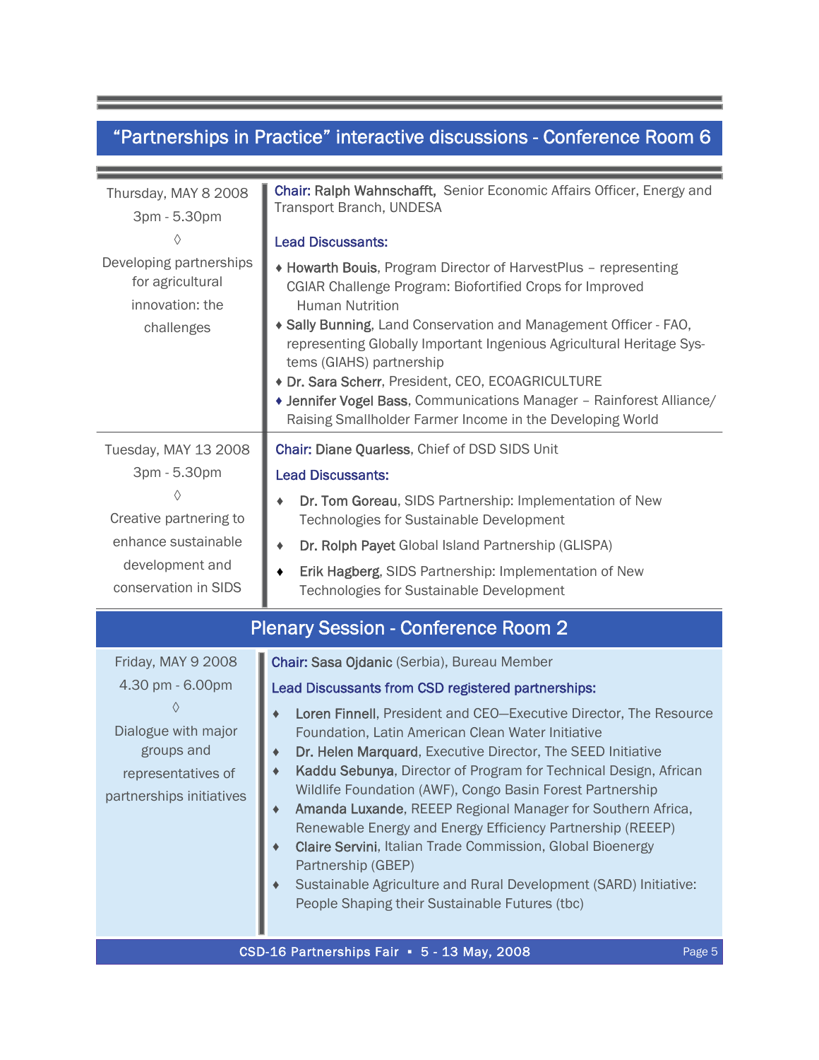## "Partnerships in Practice" interactive discussions - Conference Room 6

| | |
|---|---|
| Thursday, MAY 8 2008<br>3pm - 5.30pm<br>◊<br>Developing partnerships for agricultural innovation: the challenges | **Chair: Ralph Wahnschafft**, Senior Economic Affairs Officer, Energy and Transport Branch, UNDESA<br><br>**Lead Discussants:**<br>♦ **Howarth Bouis**, Program Director of HarvestPlus – representing CGIAR Challenge Program: Biofortified Crops for Improved Human Nutrition<br>♦ **Sally Bunning**, Land Conservation and Management Officer - FAO, representing Globally Important Ingenious Agricultural Heritage Systems (GIAHS) partnership<br>♦ **Dr. Sara Scherr**, President, CEO, ECOAGRICULTURE<br>♦ **Jennifer Vogel Bass**, Communications Manager – Rainforest Alliance/ Raising Smallholder Farmer Income in the Developing World |
| Tuesday, MAY 13 2008<br>3pm - 5.30pm<br>◊<br>Creative partnering to enhance sustainable development and conservation in SIDS | **Chair: Diane Quarless**, Chief of DSD SIDS Unit<br><br>**Lead Discussants:**<br>♦ **Dr. Tom Goreau**, SIDS Partnership: Implementation of New Technologies for Sustainable Development<br>♦ **Dr. Rolph Payet** Global Island Partnership (GLISPA)<br>♦ **Erik Hagberg**, SIDS Partnership: Implementation of New Technologies for Sustainable Development |

## Plenary Session - Conference Room 2

| | |
|---|---|
| Friday, MAY 9 2008<br>4.30 pm - 6.00pm<br>◊<br>Dialogue with major groups and representatives of partnerships initiatives | **Chair: Sasa Ojdanic** (Serbia), Bureau Member<br><br>**Lead Discussants from CSD registered partnerships:**<br>♦ **Loren Finnell**, President and CEO—Executive Director, The Resource Foundation, Latin American Clean Water Initiative<br>♦ **Dr. Helen Marquard**, Executive Director, The SEED Initiative<br>♦ **Kaddu Sebunya**, Director of Program for Technical Design, African Wildlife Foundation (AWF), Congo Basin Forest Partnership<br>♦ **Amanda Luxande**, REEEP Regional Manager for Southern Africa, Renewable Energy and Energy Efficiency Partnership (REEEP)<br>♦ **Claire Servini**, Italian Trade Commission, Global Bioenergy Partnership (GBEP)<br>♦ Sustainable Agriculture and Rural Development (SARD) Initiative: People Shaping their Sustainable Futures (tbc) |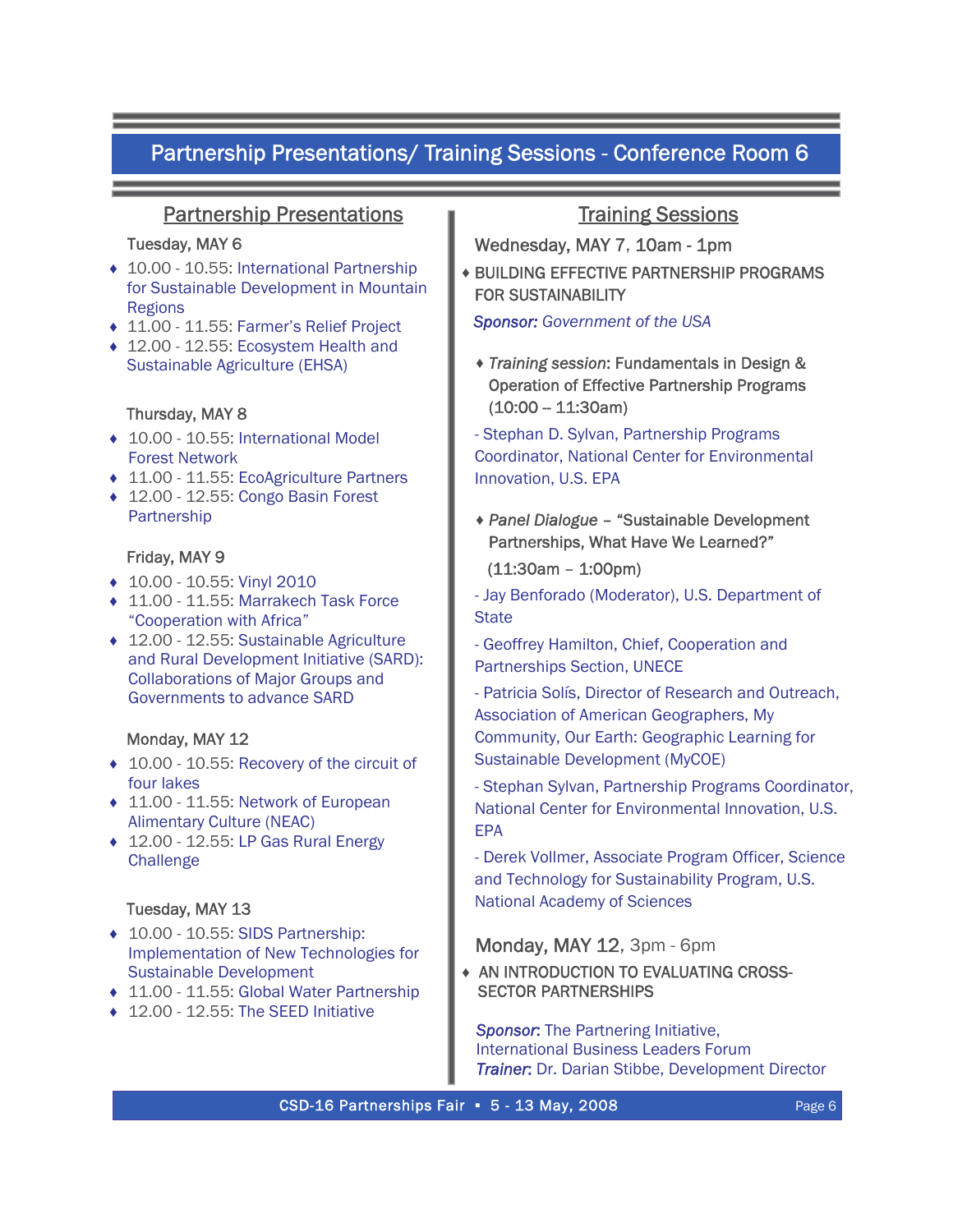# Partnership Presentations/ Training Sessions - Conference Room 6

## Partnership Presentations

Tuesday, MAY 6

- 10.00 - 10.55: International Partnership for Sustainable Development in Mountain Regions
- 11.00 - 11.55: Farmer's Relief Project
- 12.00 - 12.55: Ecosystem Health and Sustainable Agriculture (EHSA)

Thursday, MAY 8

- 10.00 - 10.55: International Model Forest Network
- 11.00 - 11.55: EcoAgriculture Partners
- 12.00 - 12.55: Congo Basin Forest Partnership

Friday, MAY 9

- 10.00 - 10.55: Vinyl 2010
- 11.00 - 11.55: Marrakech Task Force "Cooperation with Africa"
- 12.00 - 12.55: Sustainable Agriculture and Rural Development Initiative (SARD): Collaborations of Major Groups and Governments to advance SARD

Monday, MAY 12

- 10.00 - 10.55: Recovery of the circuit of four lakes
- 11.00 - 11.55: Network of European Alimentary Culture (NEAC)
- 12.00 - 12.55: LP Gas Rural Energy Challenge

Tuesday, MAY 13

- 10.00 - 10.55: SIDS Partnership: Implementation of New Technologies for Sustainable Development
- 11.00 - 11.55: Global Water Partnership
- 12.00 - 12.55: The SEED Initiative

## Training Sessions

Wednesday, MAY 7, 10am - 1pm

- BUILDING EFFECTIVE PARTNERSHIP PROGRAMS FOR SUSTAINABILITY

***Sponsor:*** *Government of the USA*

- *Training session*: Fundamentals in Design & Operation of Effective Partnership Programs (10:00 -- 11:30am)

- Stephan D. Sylvan, Partnership Programs Coordinator, National Center for Environmental Innovation, U.S. EPA

- *Panel Dialogue* – "Sustainable Development Partnerships, What Have We Learned?" (11:30am – 1:00pm)

- Jay Benforado (Moderator), U.S. Department of State

- Geoffrey Hamilton, Chief, Cooperation and Partnerships Section, UNECE

- Patricia Solís, Director of Research and Outreach, Association of American Geographers, My Community, Our Earth: Geographic Learning for Sustainable Development (MyCOE)

- Stephan Sylvan, Partnership Programs Coordinator, National Center for Environmental Innovation, U.S. EPA

- Derek Vollmer, Associate Program Officer, Science and Technology for Sustainability Program, U.S. National Academy of Sciences

Monday, MAY 12, 3pm - 6pm

- AN INTRODUCTION TO EVALUATING CROSS-SECTOR PARTNERSHIPS

***Sponsor:*** The Partnering Initiative, International Business Leaders Forum
***Trainer:*** Dr. Darian Stibbe, Development Director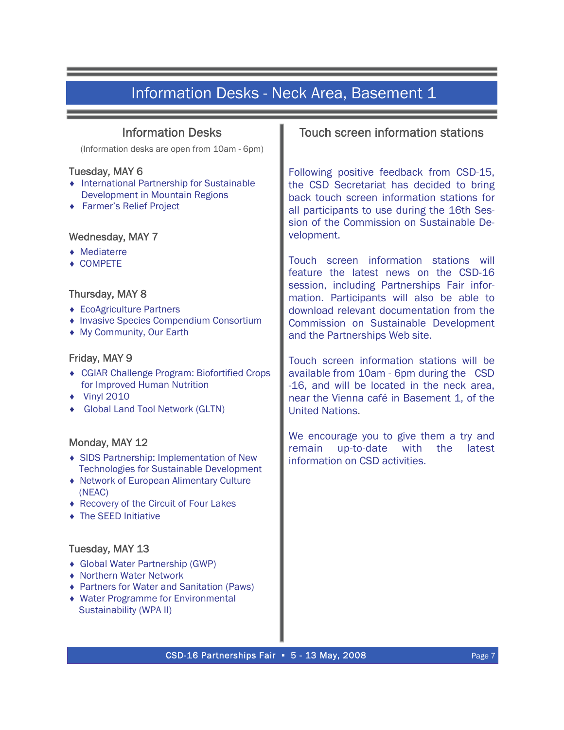# Information Desks - Neck Area, Basement 1

## Information Desks

(Information desks are open from 10am - 6pm)

### Tuesday, MAY 6

- International Partnership for Sustainable Development in Mountain Regions
- Farmer's Relief Project

### Wednesday, MAY 7

- Mediaterre
- COMPETE

### Thursday, MAY 8

- EcoAgriculture Partners
- Invasive Species Compendium Consortium
- My Community, Our Earth

### Friday, MAY 9

- CGIAR Challenge Program: Biofortified Crops for Improved Human Nutrition
- Vinyl 2010
- Global Land Tool Network (GLTN)

### Monday, MAY 12

- SIDS Partnership: Implementation of New Technologies for Sustainable Development
- Network of European Alimentary Culture (NEAC)
- Recovery of the Circuit of Four Lakes
- The SEED Initiative

### Tuesday, MAY 13

- Global Water Partnership (GWP)
- Northern Water Network
- Partners for Water and Sanitation (Paws)
- Water Programme for Environmental Sustainability (WPA II)

## Touch screen information stations

Following positive feedback from CSD-15, the CSD Secretariat has decided to bring back touch screen information stations for all participants to use during the 16th Session of the Commission on Sustainable Development.

Touch screen information stations will feature the latest news on the CSD-16 session, including Partnerships Fair information. Participants will also be able to download relevant documentation from the Commission on Sustainable Development and the Partnerships Web site.

Touch screen information stations will be available from 10am - 6pm during the CSD -16, and will be located in the neck area, near the Vienna café in Basement 1, of the United Nations.

We encourage you to give them a try and remain up-to-date with the latest information on CSD activities.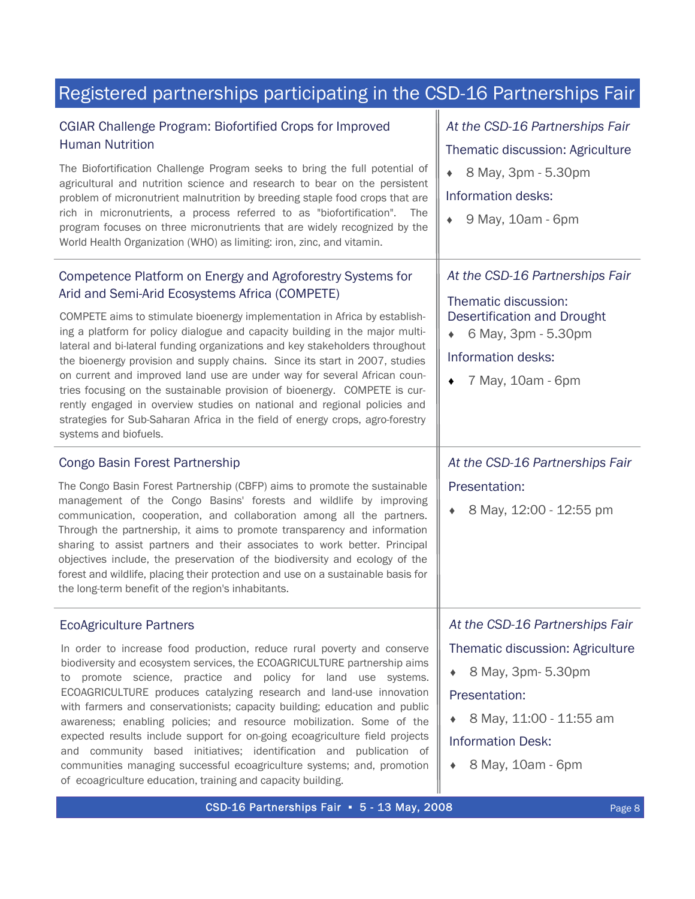# Registered partnerships participating in the CSD-16 Partnerships Fair

## CGIAR Challenge Program: Biofortified Crops for Improved Human Nutrition

The Biofortification Challenge Program seeks to bring the full potential of agricultural and nutrition science and research to bear on the persistent problem of micronutrient malnutrition by breeding staple food crops that are rich in micronutrients, a process referred to as "biofortification". The program focuses on three micronutrients that are widely recognized by the World Health Organization (WHO) as limiting: iron, zinc, and vitamin.

*At the CSD-16 Partnerships Fair*

Thematic discussion: Agriculture

- 8 May, 3pm - 5.30pm

Information desks:

- 9 May, 10am - 6pm

## Competence Platform on Energy and Agroforestry Systems for Arid and Semi-Arid Ecosystems Africa (COMPETE)

COMPETE aims to stimulate bioenergy implementation in Africa by establishing a platform for policy dialogue and capacity building in the major multi-lateral and bi-lateral funding organizations and key stakeholders throughout the bioenergy provision and supply chains. Since its start in 2007, studies on current and improved land use are under way for several African countries focusing on the sustainable provision of bioenergy. COMPETE is currently engaged in overview studies on national and regional policies and strategies for Sub-Saharan Africa in the field of energy crops, agro-forestry systems and biofuels.

*At the CSD-16 Partnerships Fair*

Thematic discussion: Desertification and Drought

- 6 May, 3pm - 5.30pm

Information desks:

- 7 May, 10am - 6pm

## Congo Basin Forest Partnership

The Congo Basin Forest Partnership (CBFP) aims to promote the sustainable management of the Congo Basins' forests and wildlife by improving communication, cooperation, and collaboration among all the partners. Through the partnership, it aims to promote transparency and information sharing to assist partners and their associates to work better. Principal objectives include, the preservation of the biodiversity and ecology of the forest and wildlife, placing their protection and use on a sustainable basis for the long-term benefit of the region's inhabitants.

*At the CSD-16 Partnerships Fair*

Presentation:

- 8 May, 12:00 - 12:55 pm

## EcoAgriculture Partners

In order to increase food production, reduce rural poverty and conserve biodiversity and ecosystem services, the ECOAGRICULTURE partnership aims to promote science, practice and policy for land use systems. ECOAGRICULTURE produces catalyzing research and land-use innovation with farmers and conservationists; capacity building; education and public awareness; enabling policies; and resource mobilization. Some of the expected results include support for on-going ecoagriculture field projects and community based initiatives; identification and publication of communities managing successful ecoagriculture systems; and, promotion of ecoagriculture education, training and capacity building.

*At the CSD-16 Partnerships Fair*

Thematic discussion: Agriculture

- 8 May, 3pm- 5.30pm

Presentation:

- 8 May, 11:00 - 11:55 am

Information Desk:

- 8 May, 10am - 6pm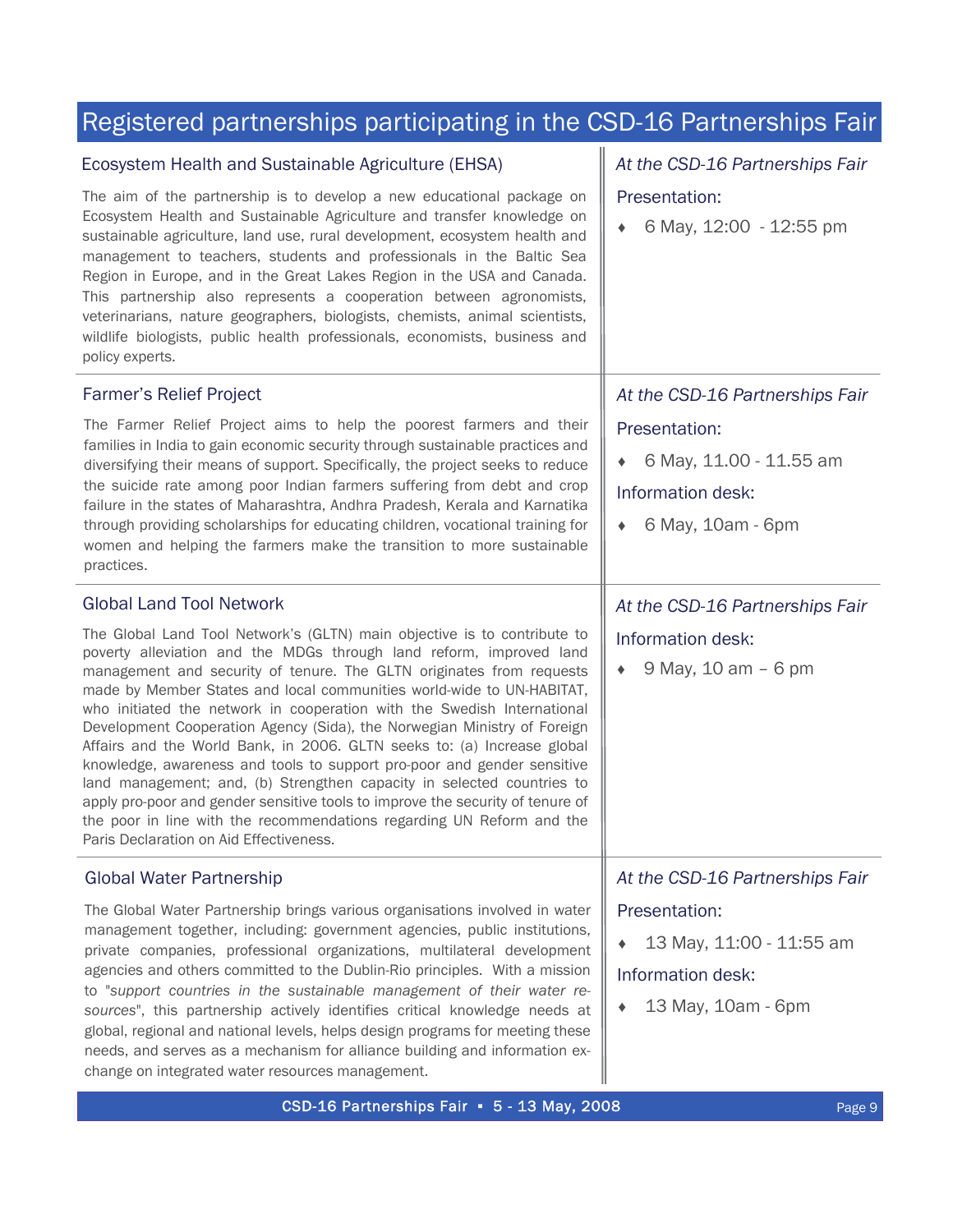# Registered partnerships participating in the CSD-16 Partnerships Fair

## Ecosystem Health and Sustainable Agriculture (EHSA)

The aim of the partnership is to develop a new educational package on Ecosystem Health and Sustainable Agriculture and transfer knowledge on sustainable agriculture, land use, rural development, ecosystem health and management to teachers, students and professionals in the Baltic Sea Region in Europe, and in the Great Lakes Region in the USA and Canada. This partnership also represents a cooperation between agronomists, veterinarians, nature geographers, biologists, chemists, animal scientists, wildlife biologists, public health professionals, economists, business and policy experts.

*At the CSD-16 Partnerships Fair*

Presentation:

- 6 May, 12:00 - 12:55 pm

## Farmer's Relief Project

The Farmer Relief Project aims to help the poorest farmers and their families in India to gain economic security through sustainable practices and diversifying their means of support. Specifically, the project seeks to reduce the suicide rate among poor Indian farmers suffering from debt and crop failure in the states of Maharashtra, Andhra Pradesh, Kerala and Karnatika through providing scholarships for educating children, vocational training for women and helping the farmers make the transition to more sustainable practices.

*At the CSD-16 Partnerships Fair*

Presentation:

- 6 May, 11.00 - 11.55 am

Information desk:

- 6 May, 10am - 6pm

## Global Land Tool Network

The Global Land Tool Network's (GLTN) main objective is to contribute to poverty alleviation and the MDGs through land reform, improved land management and security of tenure. The GLTN originates from requests made by Member States and local communities world-wide to UN-HABITAT, who initiated the network in cooperation with the Swedish International Development Cooperation Agency (Sida), the Norwegian Ministry of Foreign Affairs and the World Bank, in 2006. GLTN seeks to: (a) Increase global knowledge, awareness and tools to support pro-poor and gender sensitive land management; and, (b) Strengthen capacity in selected countries to apply pro-poor and gender sensitive tools to improve the security of tenure of the poor in line with the recommendations regarding UN Reform and the Paris Declaration on Aid Effectiveness.

*At the CSD-16 Partnerships Fair*

Information desk:

- 9 May, 10 am – 6 pm

## Global Water Partnership

The Global Water Partnership brings various organisations involved in water management together, including: government agencies, public institutions, private companies, professional organizations, multilateral development agencies and others committed to the Dublin-Rio principles. With a mission to "*support countries in the sustainable management of their water resources*", this partnership actively identifies critical knowledge needs at global, regional and national levels, helps design programs for meeting these needs, and serves as a mechanism for alliance building and information exchange on integrated water resources management.

*At the CSD-16 Partnerships Fair*

Presentation:

- 13 May, 11:00 - 11:55 am

Information desk:

- 13 May, 10am - 6pm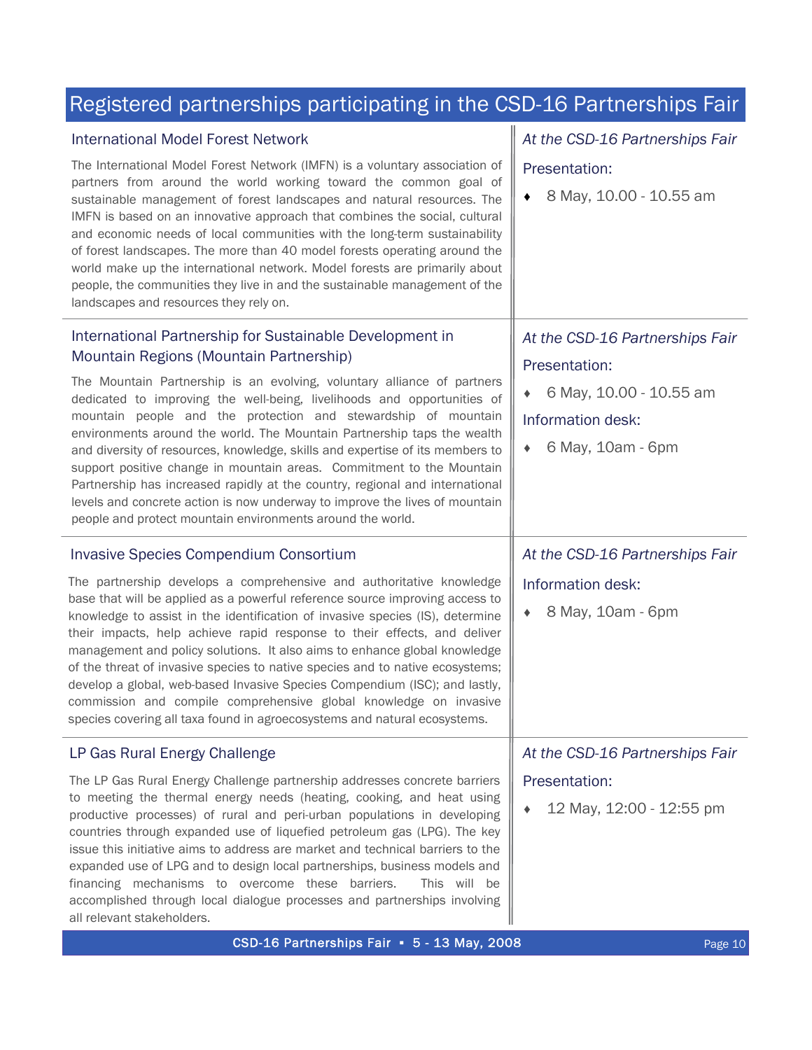# Registered partnerships participating in the CSD-16 Partnerships Fair

## International Model Forest Network

The International Model Forest Network (IMFN) is a voluntary association of partners from around the world working toward the common goal of sustainable management of forest landscapes and natural resources. The IMFN is based on an innovative approach that combines the social, cultural and economic needs of local communities with the long-term sustainability of forest landscapes. The more than 40 model forests operating around the world make up the international network. Model forests are primarily about people, the communities they live in and the sustainable management of the landscapes and resources they rely on.

*At the CSD-16 Partnerships Fair*

Presentation:

- 8 May, 10.00 - 10.55 am

## International Partnership for Sustainable Development in Mountain Regions (Mountain Partnership)

The Mountain Partnership is an evolving, voluntary alliance of partners dedicated to improving the well-being, livelihoods and opportunities of mountain people and the protection and stewardship of mountain environments around the world. The Mountain Partnership taps the wealth and diversity of resources, knowledge, skills and expertise of its members to support positive change in mountain areas. Commitment to the Mountain Partnership has increased rapidly at the country, regional and international levels and concrete action is now underway to improve the lives of mountain people and protect mountain environments around the world.

*At the CSD-16 Partnerships Fair*

Presentation:

- 6 May, 10.00 - 10.55 am

Information desk:

- 6 May, 10am - 6pm

## Invasive Species Compendium Consortium

The partnership develops a comprehensive and authoritative knowledge base that will be applied as a powerful reference source improving access to knowledge to assist in the identification of invasive species (IS), determine their impacts, help achieve rapid response to their effects, and deliver management and policy solutions. It also aims to enhance global knowledge of the threat of invasive species to native species and to native ecosystems; develop a global, web-based Invasive Species Compendium (ISC); and lastly, commission and compile comprehensive global knowledge on invasive species covering all taxa found in agroecosystems and natural ecosystems.

*At the CSD-16 Partnerships Fair*

Information desk:

- 8 May, 10am - 6pm

## LP Gas Rural Energy Challenge

The LP Gas Rural Energy Challenge partnership addresses concrete barriers to meeting the thermal energy needs (heating, cooking, and heat using productive processes) of rural and peri-urban populations in developing countries through expanded use of liquefied petroleum gas (LPG). The key issue this initiative aims to address are market and technical barriers to the expanded use of LPG and to design local partnerships, business models and financing mechanisms to overcome these barriers. This will be accomplished through local dialogue processes and partnerships involving all relevant stakeholders.

*At the CSD-16 Partnerships Fair*

Presentation:

- 12 May, 12:00 - 12:55 pm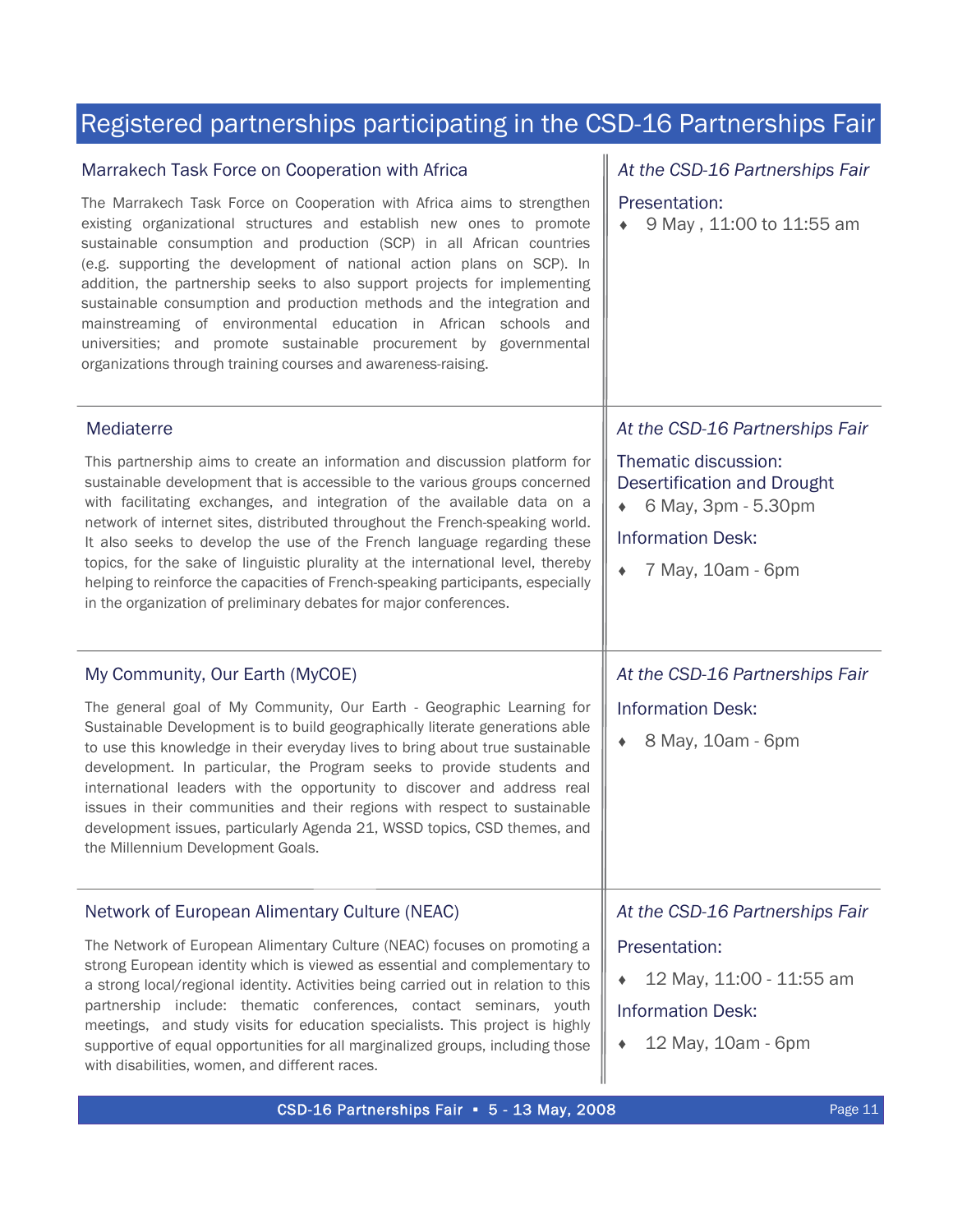# Registered partnerships participating in the CSD-16 Partnerships Fair

## Marrakech Task Force on Cooperation with Africa

The Marrakech Task Force on Cooperation with Africa aims to strengthen existing organizational structures and establish new ones to promote sustainable consumption and production (SCP) in all African countries (e.g. supporting the development of national action plans on SCP). In addition, the partnership seeks to also support projects for implementing sustainable consumption and production methods and the integration and mainstreaming of environmental education in African schools and universities; and promote sustainable procurement by governmental organizations through training courses and awareness-raising.

*At the CSD-16 Partnerships Fair*

Presentation:

- 9 May , 11:00 to 11:55 am

## Mediaterre

This partnership aims to create an information and discussion platform for sustainable development that is accessible to the various groups concerned with facilitating exchanges, and integration of the available data on a network of internet sites, distributed throughout the French-speaking world. It also seeks to develop the use of the French language regarding these topics, for the sake of linguistic plurality at the international level, thereby helping to reinforce the capacities of French-speaking participants, especially in the organization of preliminary debates for major conferences.

*At the CSD-16 Partnerships Fair*

Thematic discussion: Desertification and Drought

- 6 May, 3pm - 5.30pm

Information Desk:

- 7 May, 10am - 6pm

## My Community, Our Earth (MyCOE)

The general goal of My Community, Our Earth - Geographic Learning for Sustainable Development is to build geographically literate generations able to use this knowledge in their everyday lives to bring about true sustainable development. In particular, the Program seeks to provide students and international leaders with the opportunity to discover and address real issues in their communities and their regions with respect to sustainable development issues, particularly Agenda 21, WSSD topics, CSD themes, and the Millennium Development Goals.

*At the CSD-16 Partnerships Fair*

Information Desk:

- 8 May, 10am - 6pm

## Network of European Alimentary Culture (NEAC)

The Network of European Alimentary Culture (NEAC) focuses on promoting a strong European identity which is viewed as essential and complementary to a strong local/regional identity. Activities being carried out in relation to this partnership include: thematic conferences, contact seminars, youth meetings, and study visits for education specialists. This project is highly supportive of equal opportunities for all marginalized groups, including those with disabilities, women, and different races.

*At the CSD-16 Partnerships Fair*

Presentation:

- 12 May, 11:00 - 11:55 am

Information Desk:

- 12 May, 10am - 6pm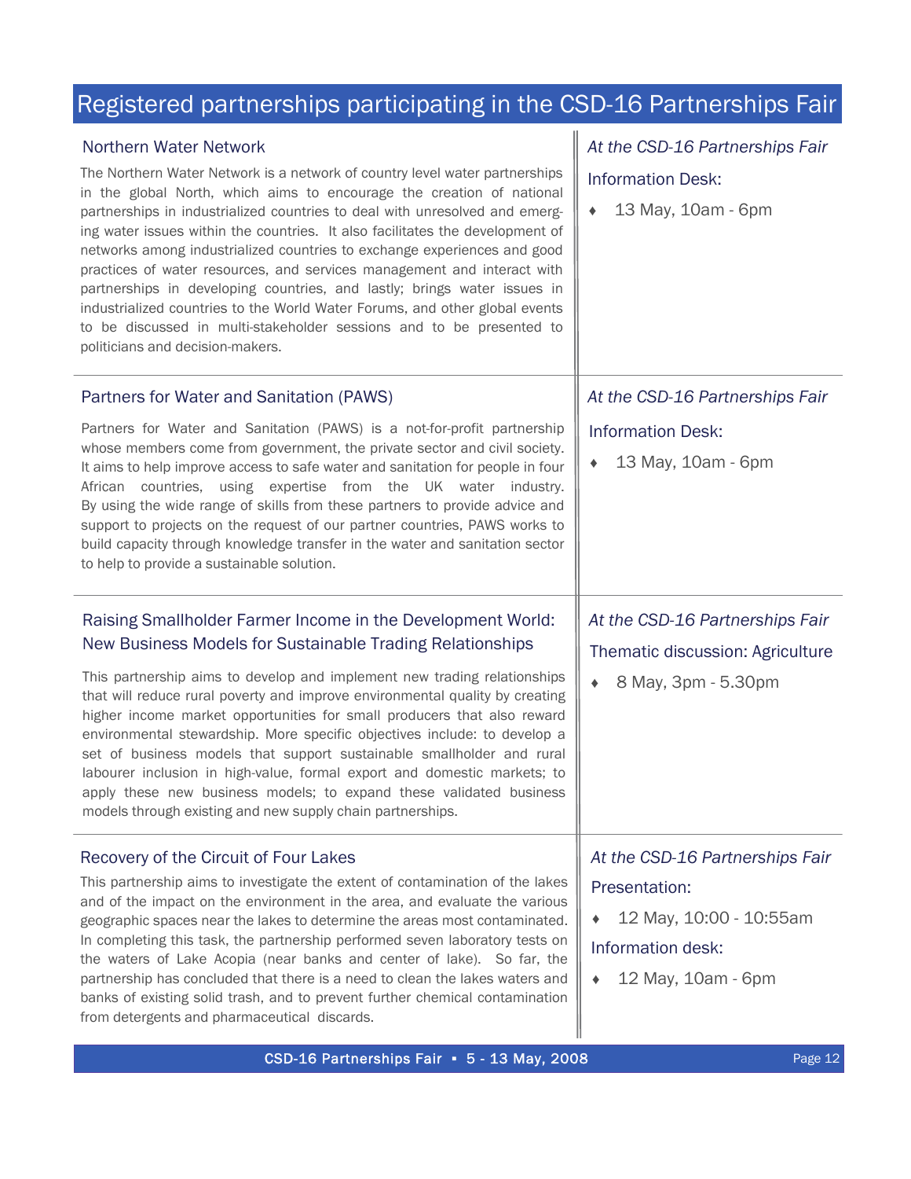# Registered partnerships participating in the CSD-16 Partnerships Fair

## Northern Water Network

The Northern Water Network is a network of country level water partnerships in the global North, which aims to encourage the creation of national partnerships in industrialized countries to deal with unresolved and emerging water issues within the countries. It also facilitates the development of networks among industrialized countries to exchange experiences and good practices of water resources, and services management and interact with partnerships in developing countries, and lastly; brings water issues in industrialized countries to the World Water Forums, and other global events to be discussed in multi-stakeholder sessions and to be presented to politicians and decision-makers.

*At the CSD-16 Partnerships Fair*

Information Desk:

- 13 May, 10am - 6pm

## Partners for Water and Sanitation (PAWS)

Partners for Water and Sanitation (PAWS) is a not-for-profit partnership whose members come from government, the private sector and civil society. It aims to help improve access to safe water and sanitation for people in four African countries, using expertise from the UK water industry. By using the wide range of skills from these partners to provide advice and support to projects on the request of our partner countries, PAWS works to build capacity through knowledge transfer in the water and sanitation sector to help to provide a sustainable solution.

*At the CSD-16 Partnerships Fair*

Information Desk:

- 13 May, 10am - 6pm

## Raising Smallholder Farmer Income in the Development World: New Business Models for Sustainable Trading Relationships

This partnership aims to develop and implement new trading relationships that will reduce rural poverty and improve environmental quality by creating higher income market opportunities for small producers that also reward environmental stewardship. More specific objectives include: to develop a set of business models that support sustainable smallholder and rural labourer inclusion in high-value, formal export and domestic markets; to apply these new business models; to expand these validated business models through existing and new supply chain partnerships.

*At the CSD-16 Partnerships Fair*

Thematic discussion: Agriculture

- 8 May, 3pm - 5.30pm

## Recovery of the Circuit of Four Lakes

This partnership aims to investigate the extent of contamination of the lakes and of the impact on the environment in the area, and evaluate the various geographic spaces near the lakes to determine the areas most contaminated. In completing this task, the partnership performed seven laboratory tests on the waters of Lake Acopia (near banks and center of lake). So far, the partnership has concluded that there is a need to clean the lakes waters and banks of existing solid trash, and to prevent further chemical contamination from detergents and pharmaceutical discards.

*At the CSD-16 Partnerships Fair*

Presentation:

- 12 May, 10:00 - 10:55am

Information desk:

- 12 May, 10am - 6pm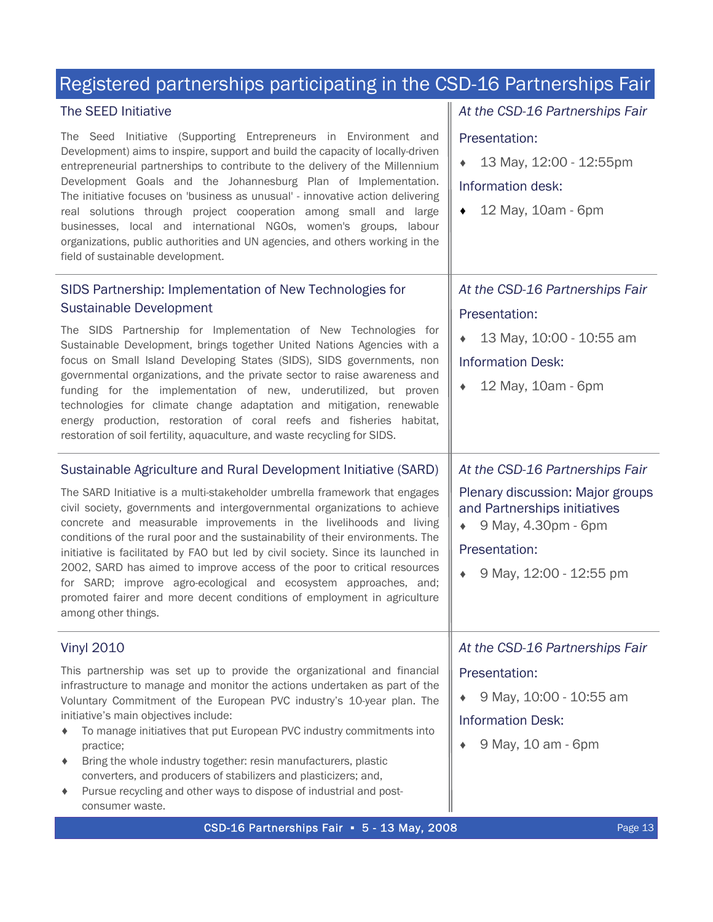# Registered partnerships participating in the CSD-16 Partnerships Fair

## The SEED Initiative

The Seed Initiative (Supporting Entrepreneurs in Environment and Development) aims to inspire, support and build the capacity of locally-driven entrepreneurial partnerships to contribute to the delivery of the Millennium Development Goals and the Johannesburg Plan of Implementation. The initiative focuses on 'business as unusual' - innovative action delivering real solutions through project cooperation among small and large businesses, local and international NGOs, women's groups, labour organizations, public authorities and UN agencies, and others working in the field of sustainable development.

*At the CSD-16 Partnerships Fair*

Presentation:

- 13 May, 12:00 - 12:55pm

Information desk:

- 12 May, 10am - 6pm

## SIDS Partnership: Implementation of New Technologies for Sustainable Development

The SIDS Partnership for Implementation of New Technologies for Sustainable Development, brings together United Nations Agencies with a focus on Small Island Developing States (SIDS), SIDS governments, non governmental organizations, and the private sector to raise awareness and funding for the implementation of new, underutilized, but proven technologies for climate change adaptation and mitigation, renewable energy production, restoration of coral reefs and fisheries habitat, restoration of soil fertility, aquaculture, and waste recycling for SIDS.

*At the CSD-16 Partnerships Fair*

Presentation:

- 13 May, 10:00 - 10:55 am

Information Desk:

- 12 May, 10am - 6pm

## Sustainable Agriculture and Rural Development Initiative (SARD)

The SARD Initiative is a multi-stakeholder umbrella framework that engages civil society, governments and intergovernmental organizations to achieve concrete and measurable improvements in the livelihoods and living conditions of the rural poor and the sustainability of their environments. The initiative is facilitated by FAO but led by civil society. Since its launched in 2002, SARD has aimed to improve access of the poor to critical resources for SARD; improve agro-ecological and ecosystem approaches, and; promoted fairer and more decent conditions of employment in agriculture among other things.

*At the CSD-16 Partnerships Fair*

Plenary discussion: Major groups and Partnerships initiatives

- 9 May, 4.30pm - 6pm

Presentation:

- 9 May, 12:00 - 12:55 pm

## Vinyl 2010

This partnership was set up to provide the organizational and financial infrastructure to manage and monitor the actions undertaken as part of the Voluntary Commitment of the European PVC industry's 10-year plan. The initiative's main objectives include:

- To manage initiatives that put European PVC industry commitments into practice;
- Bring the whole industry together: resin manufacturers, plastic converters, and producers of stabilizers and plasticizers; and,
- Pursue recycling and other ways to dispose of industrial and post-consumer waste.

*At the CSD-16 Partnerships Fair*

Presentation:

- 9 May, 10:00 - 10:55 am

Information Desk:

- 9 May, 10 am - 6pm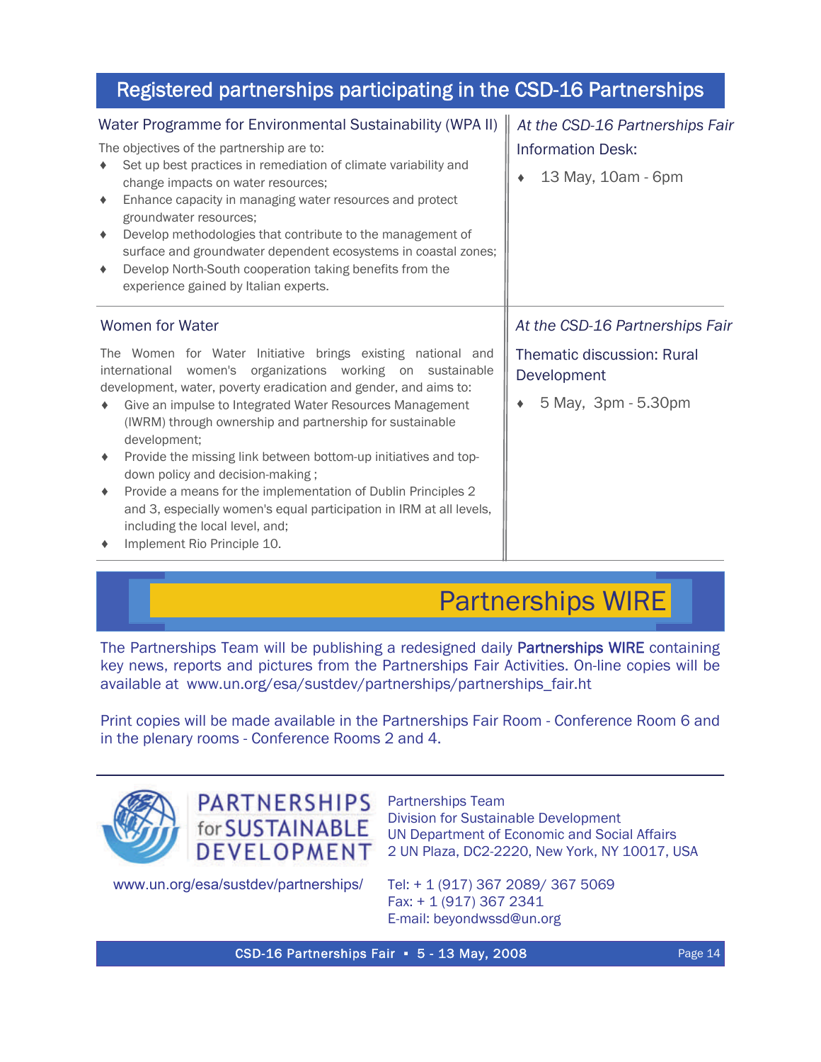# Registered partnerships participating in the CSD-16 Partnerships

## Water Programme for Environmental Sustainability (WPA II)

The objectives of the partnership are to:

- Set up best practices in remediation of climate variability and change impacts on water resources;
- Enhance capacity in managing water resources and protect groundwater resources;
- Develop methodologies that contribute to the management of surface and groundwater dependent ecosystems in coastal zones;
- Develop North-South cooperation taking benefits from the experience gained by Italian experts.

*At the CSD-16 Partnerships Fair*

Information Desk:

- 13 May, 10am - 6pm

## Women for Water

The Women for Water Initiative brings existing national and international women's organizations working on sustainable development, water, poverty eradication and gender, and aims to:

- Give an impulse to Integrated Water Resources Management (IWRM) through ownership and partnership for sustainable development;
- Provide the missing link between bottom-up initiatives and top-down policy and decision-making ;
- Provide a means for the implementation of Dublin Principles 2 and 3, especially women's equal participation in IRM at all levels, including the local level, and;
- Implement Rio Principle 10.

*At the CSD-16 Partnerships Fair*

Thematic discussion: Rural Development

- 5 May, 3pm - 5.30pm

# Partnerships WIRE

The Partnerships Team will be publishing a redesigned daily **Partnerships WIRE** containing key news, reports and pictures from the Partnerships Fair Activities. On-line copies will be available at www.un.org/esa/sustdev/partnerships/partnerships_fair.ht

Print copies will be made available in the Partnerships Fair Room - Conference Room 6 and in the plenary rooms - Conference Rooms 2 and 4.

---

PARTNERSHIPS for SUSTAINABLE DEVELOPMENT

www.un.org/esa/sustdev/partnerships/

Partnerships Team
Division for Sustainable Development
UN Department of Economic and Social Affairs
2 UN Plaza, DC2-2220, New York, NY 10017, USA

Tel: + 1 (917) 367 2089/ 367 5069
Fax: + 1 (917) 367 2341
E-mail: beyondwssd@un.org